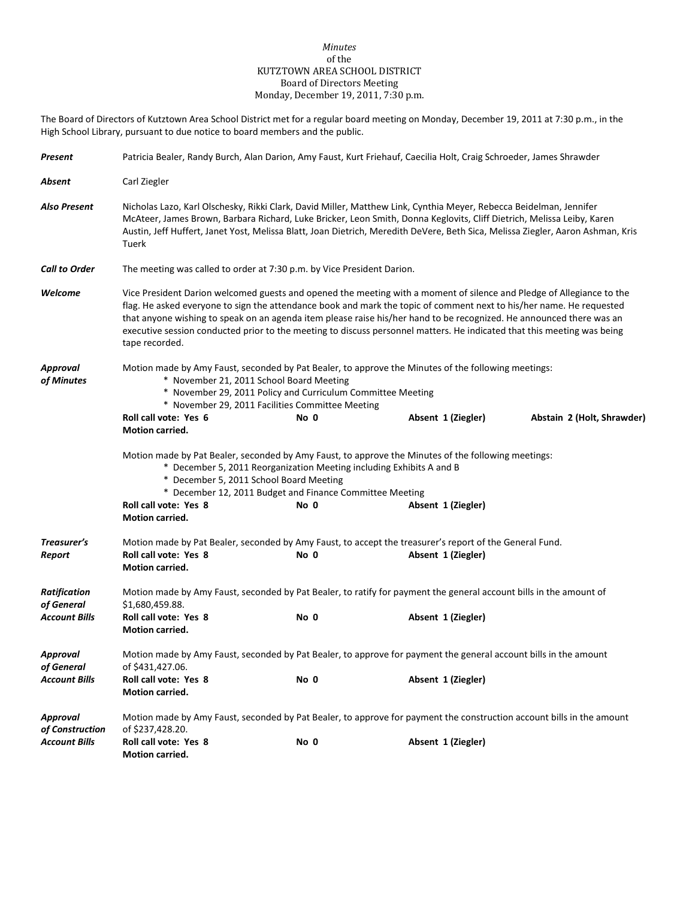*Minutes*
of the
KUTZTOWN AREA SCHOOL DISTRICT
Board of Directors Meeting
Monday, December 19, 2011, 7:30 p.m.

The Board of Directors of Kutztown Area School District met for a regular board meeting on Monday, December 19, 2011 at 7:30 p.m., in the High School Library, pursuant to due notice to board members and the public.

***Present*** Patricia Bealer, Randy Burch, Alan Darion, Amy Faust, Kurt Friehauf, Caecilia Holt, Craig Schroeder, James Shrawder

***Absent*** Carl Ziegler

***Also Present*** Nicholas Lazo, Karl Olschesky, Rikki Clark, David Miller, Matthew Link, Cynthia Meyer, Rebecca Beidelman, Jennifer McAteer, James Brown, Barbara Richard, Luke Bricker, Leon Smith, Donna Keglovits, Cliff Dietrich, Melissa Leiby, Karen Austin, Jeff Huffert, Janet Yost, Melissa Blatt, Joan Dietrich, Meredith DeVere, Beth Sica, Melissa Ziegler, Aaron Ashman, Kris Tuerk

***Call to Order*** The meeting was called to order at 7:30 p.m. by Vice President Darion.

***Welcome*** Vice President Darion welcomed guests and opened the meeting with a moment of silence and Pledge of Allegiance to the flag. He asked everyone to sign the attendance book and mark the topic of comment next to his/her name. He requested that anyone wishing to speak on an agenda item please raise his/her hand to be recognized. He announced there was an executive session conducted prior to the meeting to discuss personnel matters. He indicated that this meeting was being tape recorded.

***Approval of Minutes*** Motion made by Amy Faust, seconded by Pat Bealer, to approve the Minutes of the following meetings:

* November 21, 2011 School Board Meeting
* November 29, 2011 Policy and Curriculum Committee Meeting
* November 29, 2011 Facilities Committee Meeting

**Roll call vote: Yes 6** **No 0** **Absent 1 (Ziegler)** **Abstain 2 (Holt, Shrawder)**
**Motion carried.**

Motion made by Pat Bealer, seconded by Amy Faust, to approve the Minutes of the following meetings:

* December 5, 2011 Reorganization Meeting including Exhibits A and B
* December 5, 2011 School Board Meeting
* December 12, 2011 Budget and Finance Committee Meeting

**Roll call vote: Yes 8** **No 0** **Absent 1 (Ziegler)**
**Motion carried.**

***Treasurer's Report*** Motion made by Pat Bealer, seconded by Amy Faust, to accept the treasurer's report of the General Fund.
**Roll call vote: Yes 8** **No 0** **Absent 1 (Ziegler)**
**Motion carried.**

***Ratification of General Account Bills*** Motion made by Amy Faust, seconded by Pat Bealer, to ratify for payment the general account bills in the amount of $1,680,459.88.
**Roll call vote: Yes 8** **No 0** **Absent 1 (Ziegler)**
**Motion carried.**

***Approval of General Account Bills*** Motion made by Amy Faust, seconded by Pat Bealer, to approve for payment the general account bills in the amount of $431,427.06.
**Roll call vote: Yes 8** **No 0** **Absent 1 (Ziegler)**
**Motion carried.**

***Approval of Construction Account Bills*** Motion made by Amy Faust, seconded by Pat Bealer, to approve for payment the construction account bills in the amount of $237,428.20.
**Roll call vote: Yes 8** **No 0** **Absent 1 (Ziegler)**
**Motion carried.**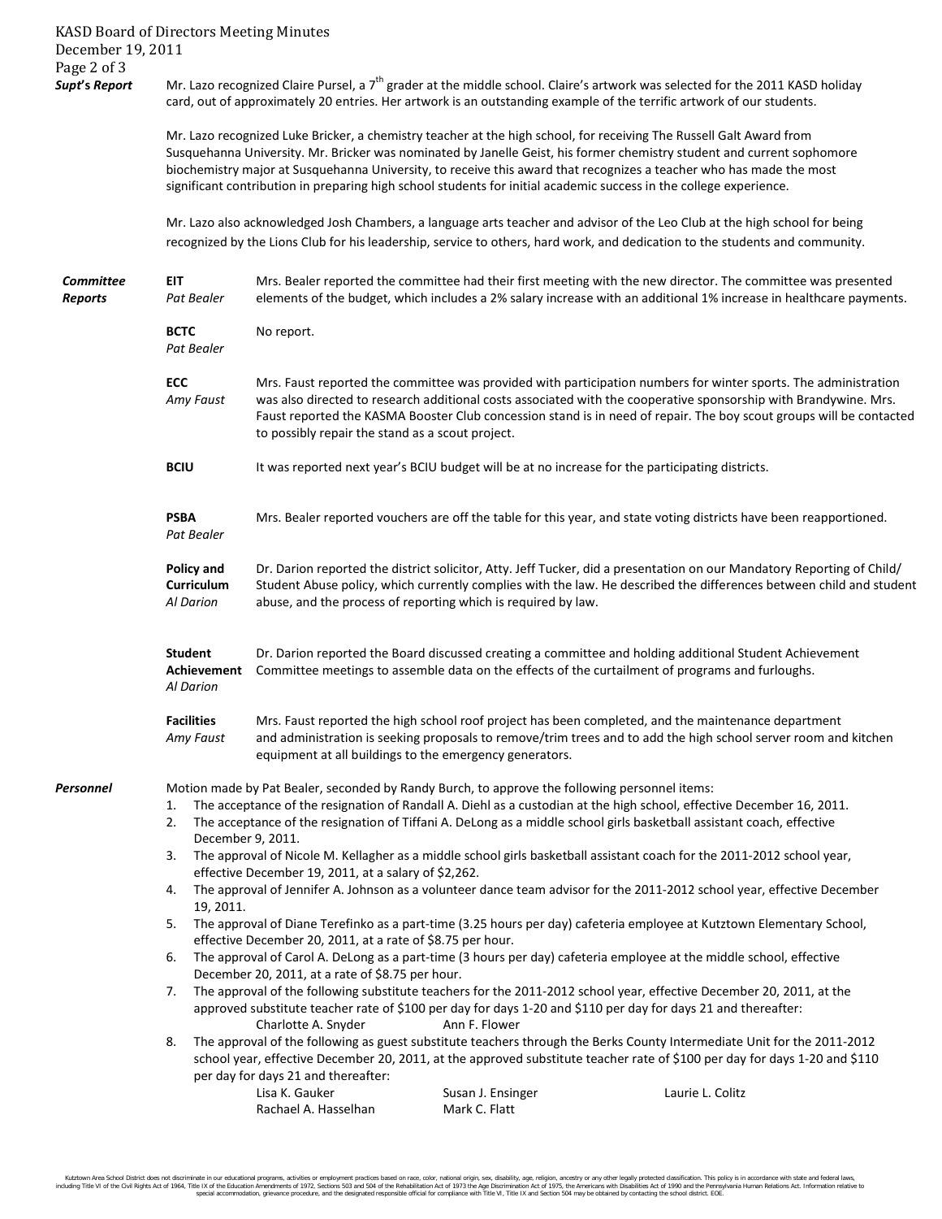***Supt's Report***

Mr. Lazo recognized Claire Pursel, a 7th grader at the middle school. Claire's artwork was selected for the 2011 KASD holiday card, out of approximately 20 entries. Her artwork is an outstanding example of the terrific artwork of our students.

Mr. Lazo recognized Luke Bricker, a chemistry teacher at the high school, for receiving The Russell Galt Award from Susquehanna University. Mr. Bricker was nominated by Janelle Geist, his former chemistry student and current sophomore biochemistry major at Susquehanna University, to receive this award that recognizes a teacher who has made the most significant contribution in preparing high school students for initial academic success in the college experience.

Mr. Lazo also acknowledged Josh Chambers, a language arts teacher and advisor of the Leo Club at the high school for being recognized by the Lions Club for his leadership, service to others, hard work, and dedication to the students and community.

***Committee Reports***

**EIT** *Pat Bealer* — Mrs. Bealer reported the committee had their first meeting with the new director. The committee was presented elements of the budget, which includes a 2% salary increase with an additional 1% increase in healthcare payments.

**BCTC** *Pat Bealer* — No report.

**ECC** *Amy Faust* — Mrs. Faust reported the committee was provided with participation numbers for winter sports. The administration was also directed to research additional costs associated with the cooperative sponsorship with Brandywine. Mrs. Faust reported the KASMA Booster Club concession stand is in need of repair. The boy scout groups will be contacted to possibly repair the stand as a scout project.

**BCIU** — It was reported next year's BCIU budget will be at no increase for the participating districts.

**PSBA** *Pat Bealer* — Mrs. Bealer reported vouchers are off the table for this year, and state voting districts have been reapportioned.

**Policy and Curriculum** *Al Darion* — Dr. Darion reported the district solicitor, Atty. Jeff Tucker, did a presentation on our Mandatory Reporting of Child/ Student Abuse policy, which currently complies with the law. He described the differences between child and student abuse, and the process of reporting which is required by law.

**Student Achievement** *Al Darion* — Dr. Darion reported the Board discussed creating a committee and holding additional Student Achievement Committee meetings to assemble data on the effects of the curtailment of programs and furloughs.

**Facilities** *Amy Faust* — Mrs. Faust reported the high school roof project has been completed, and the maintenance department and administration is seeking proposals to remove/trim trees and to add the high school server room and kitchen equipment at all buildings to the emergency generators.

***Personnel***

Motion made by Pat Bealer, seconded by Randy Burch, to approve the following personnel items:

1. The acceptance of the resignation of Randall A. Diehl as a custodian at the high school, effective December 16, 2011.
2. The acceptance of the resignation of Tiffani A. DeLong as a middle school girls basketball assistant coach, effective December 9, 2011.
3. The approval of Nicole M. Kellagher as a middle school girls basketball assistant coach for the 2011-2012 school year, effective December 19, 2011, at a salary of $2,262.
4. The approval of Jennifer A. Johnson as a volunteer dance team advisor for the 2011-2012 school year, effective December 19, 2011.
5. The approval of Diane Terefinko as a part-time (3.25 hours per day) cafeteria employee at Kutztown Elementary School, effective December 20, 2011, at a rate of $8.75 per hour.
6. The approval of Carol A. DeLong as a part-time (3 hours per day) cafeteria employee at the middle school, effective December 20, 2011, at a rate of $8.75 per hour.
7. The approval of the following substitute teachers for the 2011-2012 school year, effective December 20, 2011, at the approved substitute teacher rate of $100 per day for days 1-20 and $110 per day for days 21 and thereafter:
   Charlotte A. Snyder — Ann F. Flower
8. The approval of the following as guest substitute teachers through the Berks County Intermediate Unit for the 2011-2012 school year, effective December 20, 2011, at the approved substitute teacher rate of $100 per day for days 1-20 and $110 per day for days 21 and thereafter:
   Lisa K. Gauker — Susan J. Ensinger — Laurie L. Colitz
   Rachael A. Hasselhan — Mark C. Flatt

Kutztown Area School District does not discriminate in our educational programs, activities or employment practices based on race, color, national origin, sex, disability, age, religion, ancestry or any other legally protected classification. This policy is in accordance with state and federal laws, including Title VI of the Civil Rights Act of 1964, Title IX of the Education Amendments of 1972, Sections 503 and 504 of the Rehabilitation Act of 1973 the Age Discrimination Act of 1975, the Americans with Disabilities Act of 1990 and the Pennsylvania Human Relations Act. Information relative to special accommodation, grievance procedure, and the designated responsible official for compliance with Title VI, Title IX and Section 504 may be obtained by contacting the school district. EOE.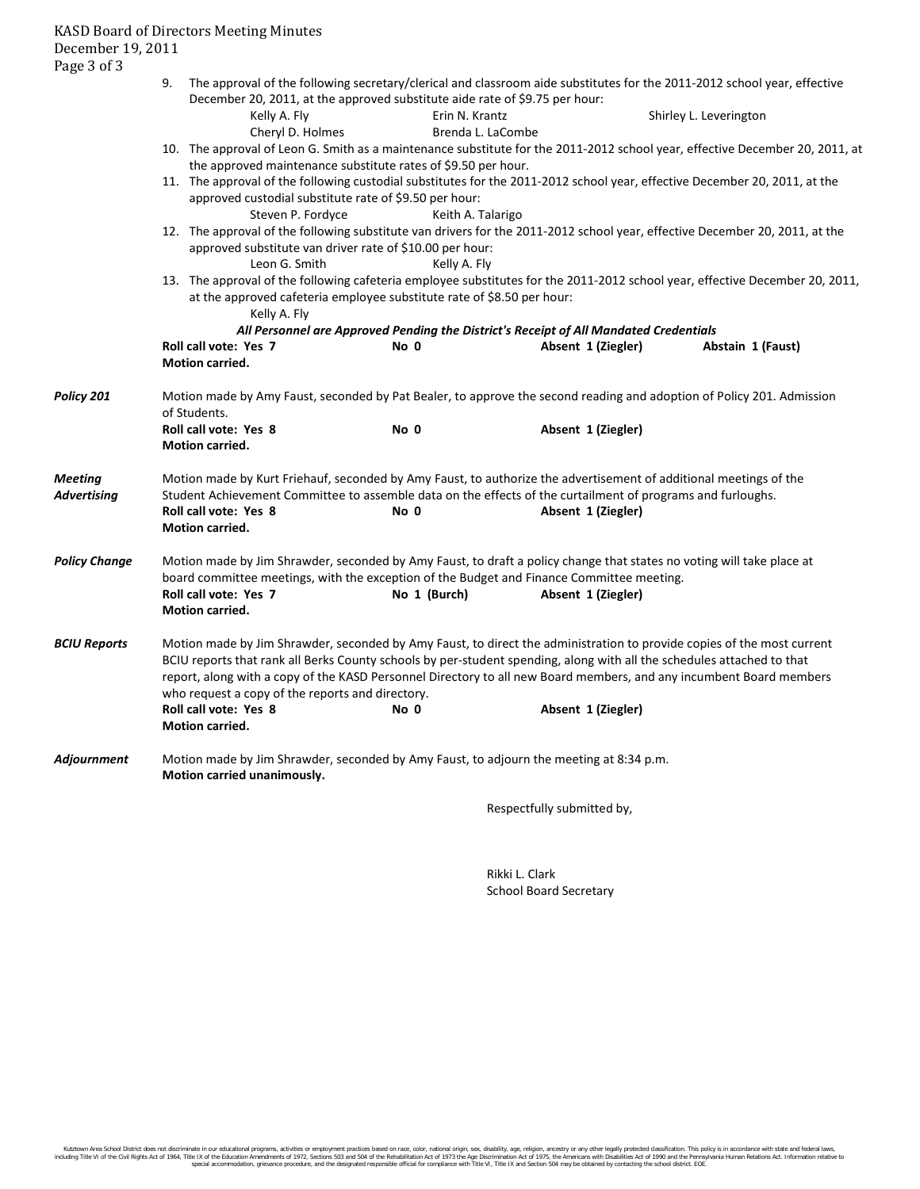9. The approval of the following secretary/clerical and classroom aide substitutes for the 2011-2012 school year, effective December 20, 2011, at the approved substitute aide rate of $9.75 per hour:

   Kelly A. Fly　　Erin N. Krantz　　Shirley L. Leverington
   Cheryl D. Holmes　　Brenda L. LaCombe

10. The approval of Leon G. Smith as a maintenance substitute for the 2011-2012 school year, effective December 20, 2011, at the approved maintenance substitute rates of $9.50 per hour.
11. The approval of the following custodial substitutes for the 2011-2012 school year, effective December 20, 2011, at the approved custodial substitute rate of $9.50 per hour:

    Steven P. Fordyce　　Keith A. Talarigo

12. The approval of the following substitute van drivers for the 2011-2012 school year, effective December 20, 2011, at the approved substitute van driver rate of $10.00 per hour:

    Leon G. Smith　　Kelly A. Fly

13. The approval of the following cafeteria employee substitutes for the 2011-2012 school year, effective December 20, 2011, at the approved cafeteria employee substitute rate of $8.50 per hour:

    Kelly A. Fly

***All Personnel are Approved Pending the District's Receipt of All Mandated Credentials***

**Roll call vote: Yes 7　　No 0　　Absent 1 (Ziegler)　　Abstain 1 (Faust)**
**Motion carried.**

***Policy 201***

Motion made by Amy Faust, seconded by Pat Bealer, to approve the second reading and adoption of Policy 201. Admission of Students.

**Roll call vote: Yes 8　　No 0　　Absent 1 (Ziegler)**
**Motion carried.**

***Meeting Advertising***

Motion made by Kurt Friehauf, seconded by Amy Faust, to authorize the advertisement of additional meetings of the Student Achievement Committee to assemble data on the effects of the curtailment of programs and furloughs.

**Roll call vote: Yes 8　　No 0　　Absent 1 (Ziegler)**
**Motion carried.**

***Policy Change***

Motion made by Jim Shrawder, seconded by Amy Faust, to draft a policy change that states no voting will take place at board committee meetings, with the exception of the Budget and Finance Committee meeting.

**Roll call vote: Yes 7　　No 1 (Burch)　　Absent 1 (Ziegler)**
**Motion carried.**

***BCIU Reports***

Motion made by Jim Shrawder, seconded by Amy Faust, to direct the administration to provide copies of the most current BCIU reports that rank all Berks County schools by per-student spending, along with all the schedules attached to that report, along with a copy of the KASD Personnel Directory to all new Board members, and any incumbent Board members who request a copy of the reports and directory.

**Roll call vote: Yes 8　　No 0　　Absent 1 (Ziegler)**
**Motion carried.**

***Adjournment***

Motion made by Jim Shrawder, seconded by Amy Faust, to adjourn the meeting at 8:34 p.m.
**Motion carried unanimously.**

Respectfully submitted by,

Rikki L. Clark
School Board Secretary

Kutztown Area School District does not discriminate in our educational programs, activities or employment practices based on race, color, national origin, sex, disability, age, religion, ancestry or any other legally protected classification. This policy is in accordance with state and federal laws, including Title VI of the Civil Rights Act of 1964, Title IX of the Education Amendments of 1972, Sections 503 and 504 of the Rehabilitation Act of 1973 the Age Discrimination Act of 1975, the Americans with Disabilities Act of 1990 and the Pennsylvania Human Relations Act. Information relative to special accommodation, grievance procedure, and the designated responsible official for compliance with Title VI, Title IX and Section 504 may be obtained by contacting the school district. EOE.